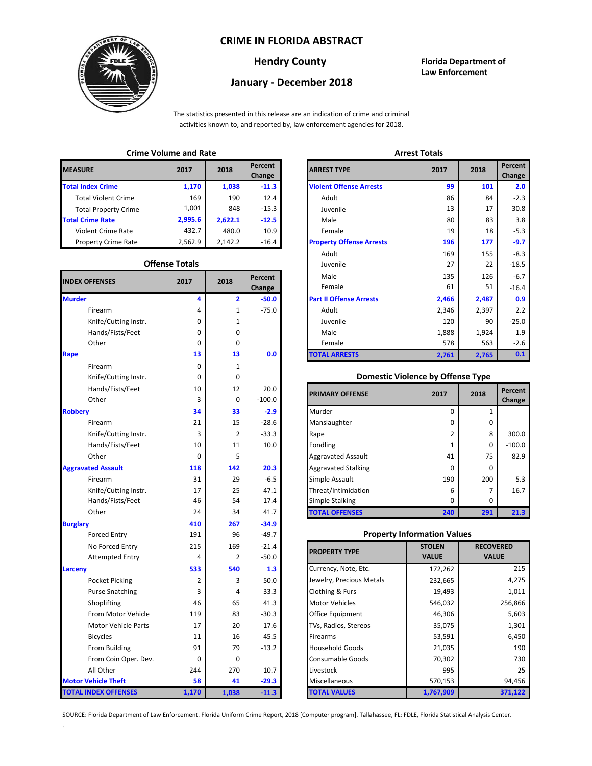# CRIME IN FLORIDA ABSTRACT

## Hendry County

## January - December 2018

**Florida Department of Law Enforcement**

The statistics presented in this release are an indication of crime and criminal activities known to, and reported by, law enforcement agencies for 2018.

### Crime Volume and Rate

| MEASURE | 2017 | 2018 | Percent Change |
|---|---|---|---|
| **Total Index Crime** | **1,170** | **1,038** | **-11.3** |
| Total Violent Crime | 169 | 190 | 12.4 |
| Total Property Crime | 1,001 | 848 | -15.3 |
| **Total Crime Rate** | **2,995.6** | **2,622.1** | **-12.5** |
| Violent Crime Rate | 432.7 | 480.0 | 10.9 |
| Property Crime Rate | 2,562.9 | 2,142.2 | -16.4 |

### Offense Totals

| INDEX OFFENSES | 2017 | 2018 | Percent Change |
|---|---|---|---|
| **Murder** | **4** | **2** | **-50.0** |
| Firearm | 4 | 1 | -75.0 |
| Knife/Cutting Instr. | 0 | 1 | |
| Hands/Fists/Feet | 0 | 0 | |
| Other | 0 | 0 | |
| **Rape** | **13** | **13** | **0.0** |
| Firearm | 0 | 1 | |
| Knife/Cutting Instr. | 0 | 0 | |
| Hands/Fists/Feet | 10 | 12 | 20.0 |
| Other | 3 | 0 | -100.0 |
| **Robbery** | **34** | **33** | **-2.9** |
| Firearm | 21 | 15 | -28.6 |
| Knife/Cutting Instr. | 3 | 2 | -33.3 |
| Hands/Fists/Feet | 10 | 11 | 10.0 |
| Other | 0 | 5 | |
| **Aggravated Assault** | **118** | **142** | **20.3** |
| Firearm | 31 | 29 | -6.5 |
| Knife/Cutting Instr. | 17 | 25 | 47.1 |
| Hands/Fists/Feet | 46 | 54 | 17.4 |
| Other | 24 | 34 | 41.7 |
| **Burglary** | **410** | **267** | **-34.9** |
| Forced Entry | 191 | 96 | -49.7 |
| No Forced Entry | 215 | 169 | -21.4 |
| Attempted Entry | 4 | 2 | -50.0 |
| **Larceny** | **533** | **540** | **1.3** |
| Pocket Picking | 2 | 3 | 50.0 |
| Purse Snatching | 3 | 4 | 33.3 |
| Shoplifting | 46 | 65 | 41.3 |
| From Motor Vehicle | 119 | 83 | -30.3 |
| Motor Vehicle Parts | 17 | 20 | 17.6 |
| Bicycles | 11 | 16 | 45.5 |
| From Building | 91 | 79 | -13.2 |
| From Coin Oper. Dev. | 0 | 0 | |
| All Other | 244 | 270 | 10.7 |
| **Motor Vehicle Theft** | **58** | **41** | **-29.3** |
| **TOTAL INDEX OFFENSES** | **1,170** | **1,038** | **-11.3** |

### Arrest Totals

| ARREST TYPE | 2017 | 2018 | Percent Change |
|---|---|---|---|
| **Violent Offense Arrests** | **99** | **101** | **2.0** |
| Adult | 86 | 84 | -2.3 |
| Juvenile | 13 | 17 | 30.8 |
| Male | 80 | 83 | 3.8 |
| Female | 19 | 18 | -5.3 |
| **Property Offense Arrests** | **196** | **177** | **-9.7** |
| Adult | 169 | 155 | -8.3 |
| Juvenile | 27 | 22 | -18.5 |
| Male | 135 | 126 | -6.7 |
| Female | 61 | 51 | -16.4 |
| **Part II Offense Arrests** | **2,466** | **2,487** | **0.9** |
| Adult | 2,346 | 2,397 | 2.2 |
| Juvenile | 120 | 90 | -25.0 |
| Male | 1,888 | 1,924 | 1.9 |
| Female | 578 | 563 | -2.6 |
| **TOTAL ARRESTS** | **2,761** | **2,765** | **0.1** |

### Domestic Violence by Offense Type

| PRIMARY OFFENSE | 2017 | 2018 | Percent Change |
|---|---|---|---|
| Murder | 0 | 1 | |
| Manslaughter | 0 | 0 | |
| Rape | 2 | 8 | 300.0 |
| Fondling | 1 | 0 | -100.0 |
| Aggravated Assault | 41 | 75 | 82.9 |
| Aggravated Stalking | 0 | 0 | |
| Simple Assault | 190 | 200 | 5.3 |
| Threat/Intimidation | 6 | 7 | 16.7 |
| Simple Stalking | 0 | 0 | |
| **TOTAL OFFENSES** | **240** | **291** | **21.3** |

### Property Information Values

| PROPERTY TYPE | STOLEN VALUE | RECOVERED VALUE |
|---|---|---|
| Currency, Note, Etc. | 172,262 | 215 |
| Jewelry, Precious Metals | 232,665 | 4,275 |
| Clothing & Furs | 19,493 | 1,011 |
| Motor Vehicles | 546,032 | 256,866 |
| Office Equipment | 46,306 | 5,603 |
| TVs, Radios, Stereos | 35,075 | 1,301 |
| Firearms | 53,591 | 6,450 |
| Household Goods | 21,035 | 190 |
| Consumable Goods | 70,302 | 730 |
| Livestock | 995 | 25 |
| Miscellaneous | 570,153 | 94,456 |
| **TOTAL VALUES** | **1,767,909** | **371,122** |

SOURCE: Florida Department of Law Enforcement. Florida Uniform Crime Report, 2018 [Computer program]. Tallahassee, FL: FDLE, Florida Statistical Analysis Center.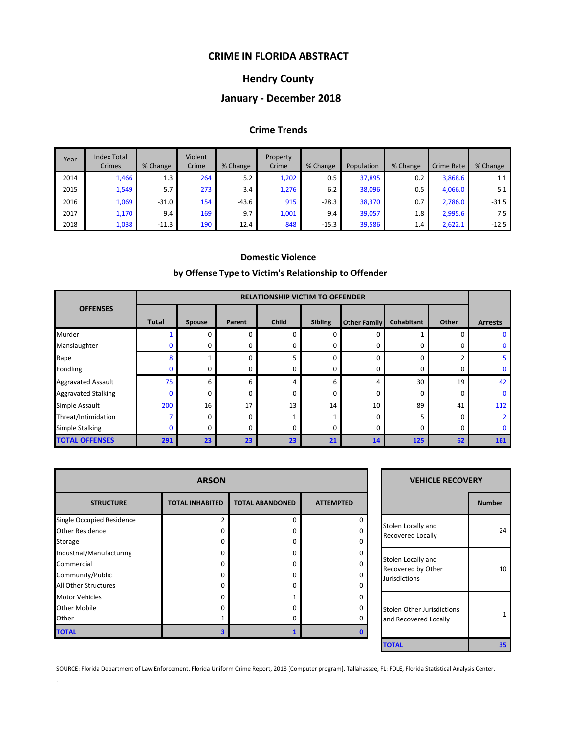# CRIME IN FLORIDA ABSTRACT

## Hendry County

## January - December 2018

### Crime Trends

| Year | Index Total Crimes | % Change | Violent Crime | % Change | Property Crime | % Change | Population | % Change | Crime Rate | % Change |
|---|---|---|---|---|---|---|---|---|---|---|
| 2014 | 1,466 | 1.3 | 264 | 5.2 | 1,202 | 0.5 | 37,895 | 0.2 | 3,868.6 | 1.1 |
| 2015 | 1,549 | 5.7 | 273 | 3.4 | 1,276 | 6.2 | 38,096 | 0.5 | 4,066.0 | 5.1 |
| 2016 | 1,069 | -31.0 | 154 | -43.6 | 915 | -28.3 | 38,370 | 0.7 | 2,786.0 | -31.5 |
| 2017 | 1,170 | 9.4 | 169 | 9.7 | 1,001 | 9.4 | 39,057 | 1.8 | 2,995.6 | 7.5 |
| 2018 | 1,038 | -11.3 | 190 | 12.4 | 848 | -15.3 | 39,586 | 1.4 | 2,622.1 | -12.5 |

### Domestic Violence

### by Offense Type to Victim's Relationship to Offender

| OFFENSES | RELATIONSHIP VICTIM TO OFFENDER | | | | | | | | |
|---|---|---|---|---|---|---|---|---|---|
| | Total | Spouse | Parent | Child | Sibling | Other Family | Cohabitant | Other | Arrests |
| Murder | 1 | 0 | 0 | 0 | 0 | 0 | 1 | 0 | 0 |
| Manslaughter | 0 | 0 | 0 | 0 | 0 | 0 | 0 | 0 | 0 |
| Rape | 8 | 1 | 0 | 5 | 0 | 0 | 0 | 2 | 5 |
| Fondling | 0 | 0 | 0 | 0 | 0 | 0 | 0 | 0 | 0 |
| Aggravated Assault | 75 | 6 | 6 | 4 | 6 | 4 | 30 | 19 | 42 |
| Aggravated Stalking | 0 | 0 | 0 | 0 | 0 | 0 | 0 | 0 | 0 |
| Simple Assault | 200 | 16 | 17 | 13 | 14 | 10 | 89 | 41 | 112 |
| Threat/Intimidation | 7 | 0 | 0 | 1 | 1 | 0 | 5 | 0 | 2 |
| Simple Stalking | 0 | 0 | 0 | 0 | 0 | 0 | 0 | 0 | 0 |
| **TOTAL OFFENSES** | **291** | **23** | **23** | **23** | **21** | **14** | **125** | **62** | **161** |

### ARSON

| STRUCTURE | TOTAL INHABITED | TOTAL ABANDONED | ATTEMPTED |
|---|---|---|---|
| Single Occupied Residence | 2 | 0 | 0 |
| Other Residence | 0 | 0 | 0 |
| Storage | 0 | 0 | 0 |
| Industrial/Manufacturing | 0 | 0 | 0 |
| Commercial | 0 | 0 | 0 |
| Community/Public | 0 | 0 | 0 |
| All Other Structures | 0 | 0 | 0 |
| Motor Vehicles | 0 | 1 | 0 |
| Other Mobile | 0 | 0 | 0 |
| Other | 1 | 0 | 0 |
| **TOTAL** | **3** | **1** | **0** |

### VEHICLE RECOVERY

| | Number |
|---|---|
| Stolen Locally and Recovered Locally | 24 |
| Stolen Locally and Recovered by Other Jurisdictions | 10 |
| Stolen Other Jurisdictions and Recovered Locally | 1 |
| **TOTAL** | **35** |

SOURCE: Florida Department of Law Enforcement. Florida Uniform Crime Report, 2018 [Computer program]. Tallahassee, FL: FDLE, Florida Statistical Analysis Center.